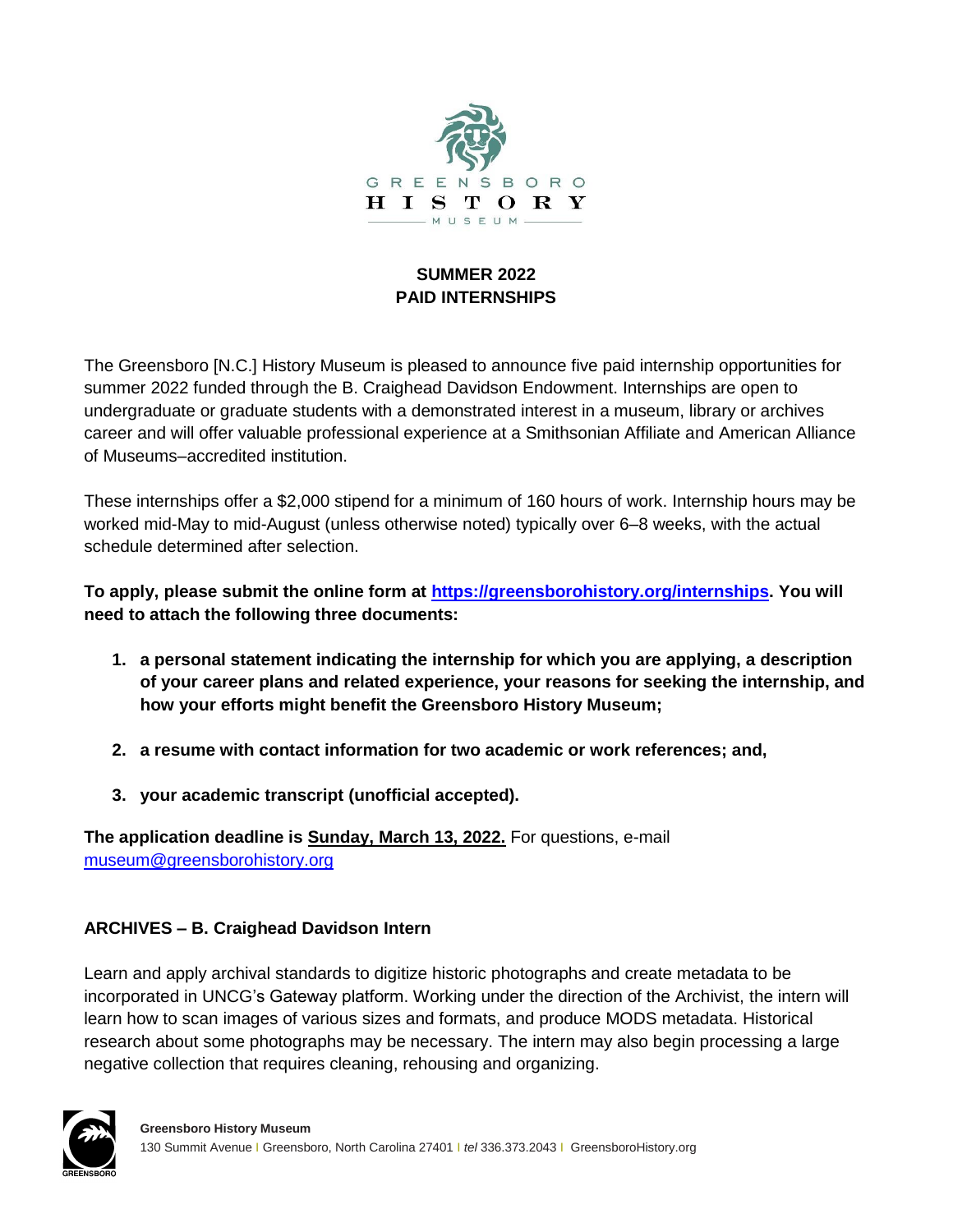GREENSBORO HISTORY MUSEUM

## SUMMER 2022
## PAID INTERNSHIPS

The Greensboro [N.C.] History Museum is pleased to announce five paid internship opportunities for summer 2022 funded through the B. Craighead Davidson Endowment. Internships are open to undergraduate or graduate students with a demonstrated interest in a museum, library or archives career and will offer valuable professional experience at a Smithsonian Affiliate and American Alliance of Museums–accredited institution.

These internships offer a $2,000 stipend for a minimum of 160 hours of work. Internship hours may be worked mid-May to mid-August (unless otherwise noted) typically over 6–8 weeks, with the actual schedule determined after selection.

**To apply, please submit the online form at [https://greensborohistory.org/internships](https://greensborohistory.org/internships). You will need to attach the following three documents:**

1. **a personal statement indicating the internship for which you are applying, a description of your career plans and related experience, your reasons for seeking the internship, and how your efforts might benefit the Greensboro History Museum;**
2. **a resume with contact information for two academic or work references; and,**
3. **your academic transcript (unofficial accepted).**

**The application deadline is Sunday, March 13, 2022.** For questions, e-mail [museum@greensborohistory.org](mailto:museum@greensborohistory.org)

### ARCHIVES – B. Craighead Davidson Intern

Learn and apply archival standards to digitize historic photographs and create metadata to be incorporated in UNCG's Gateway platform. Working under the direction of the Archivist, the intern will learn how to scan images of various sizes and formats, and produce MODS metadata. Historical research about some photographs may be necessary. The intern may also begin processing a large negative collection that requires cleaning, rehousing and organizing.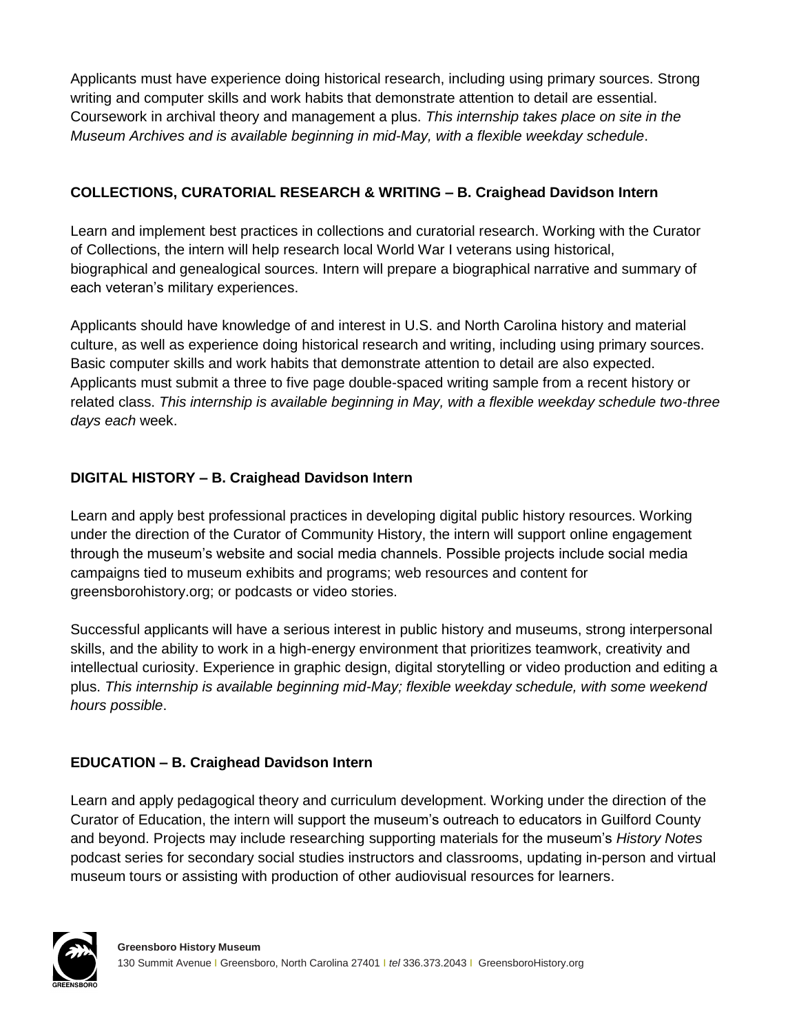Applicants must have experience doing historical research, including using primary sources. Strong writing and computer skills and work habits that demonstrate attention to detail are essential. Coursework in archival theory and management a plus. *This internship takes place on site in the Museum Archives and is available beginning in mid-May, with a flexible weekday schedule*.

### COLLECTIONS, CURATORIAL RESEARCH & WRITING – B. Craighead Davidson Intern

Learn and implement best practices in collections and curatorial research. Working with the Curator of Collections, the intern will help research local World War I veterans using historical, biographical and genealogical sources. Intern will prepare a biographical narrative and summary of each veteran's military experiences.

Applicants should have knowledge of and interest in U.S. and North Carolina history and material culture, as well as experience doing historical research and writing, including using primary sources. Basic computer skills and work habits that demonstrate attention to detail are also expected. Applicants must submit a three to five page double-spaced writing sample from a recent history or related class. *This internship is available beginning in May, with a flexible weekday schedule two-three days each* week.

### DIGITAL HISTORY – B. Craighead Davidson Intern

Learn and apply best professional practices in developing digital public history resources. Working under the direction of the Curator of Community History, the intern will support online engagement through the museum's website and social media channels. Possible projects include social media campaigns tied to museum exhibits and programs; web resources and content for greensborohistory.org; or podcasts or video stories.

Successful applicants will have a serious interest in public history and museums, strong interpersonal skills, and the ability to work in a high-energy environment that prioritizes teamwork, creativity and intellectual curiosity. Experience in graphic design, digital storytelling or video production and editing a plus. *This internship is available beginning mid-May; flexible weekday schedule, with some weekend hours possible*.

### EDUCATION – B. Craighead Davidson Intern

Learn and apply pedagogical theory and curriculum development. Working under the direction of the Curator of Education, the intern will support the museum's outreach to educators in Guilford County and beyond. Projects may include researching supporting materials for the museum's *History Notes* podcast series for secondary social studies instructors and classrooms, updating in-person and virtual museum tours or assisting with production of other audiovisual resources for learners.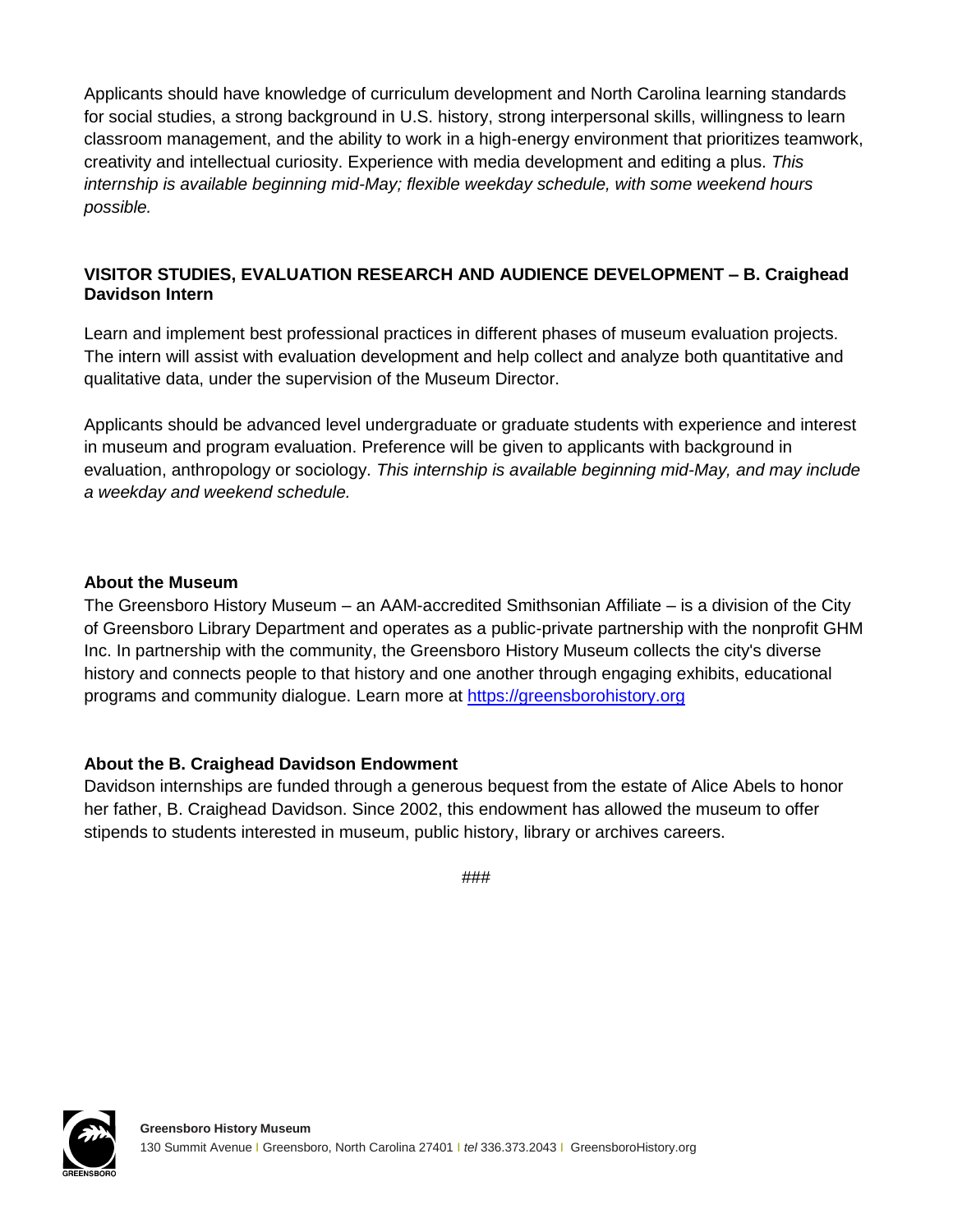Applicants should have knowledge of curriculum development and North Carolina learning standards for social studies, a strong background in U.S. history, strong interpersonal skills, willingness to learn classroom management, and the ability to work in a high-energy environment that prioritizes teamwork, creativity and intellectual curiosity. Experience with media development and editing a plus. *This internship is available beginning mid-May; flexible weekday schedule, with some weekend hours possible.*

**VISITOR STUDIES, EVALUATION RESEARCH AND AUDIENCE DEVELOPMENT – B. Craighead Davidson Intern**

Learn and implement best professional practices in different phases of museum evaluation projects. The intern will assist with evaluation development and help collect and analyze both quantitative and qualitative data, under the supervision of the Museum Director.

Applicants should be advanced level undergraduate or graduate students with experience and interest in museum and program evaluation. Preference will be given to applicants with background in evaluation, anthropology or sociology. *This internship is available beginning mid-May, and may include a weekday and weekend schedule.*

**About the Museum**

The Greensboro History Museum – an AAM-accredited Smithsonian Affiliate – is a division of the City of Greensboro Library Department and operates as a public-private partnership with the nonprofit GHM Inc. In partnership with the community, the Greensboro History Museum collects the city's diverse history and connects people to that history and one another through engaging exhibits, educational programs and community dialogue. Learn more at [https://greensborohistory.org](https://greensborohistory.org)

**About the B. Craighead Davidson Endowment**

Davidson internships are funded through a generous bequest from the estate of Alice Abels to honor her father, B. Craighead Davidson. Since 2002, this endowment has allowed the museum to offer stipends to students interested in museum, public history, library or archives careers.

###